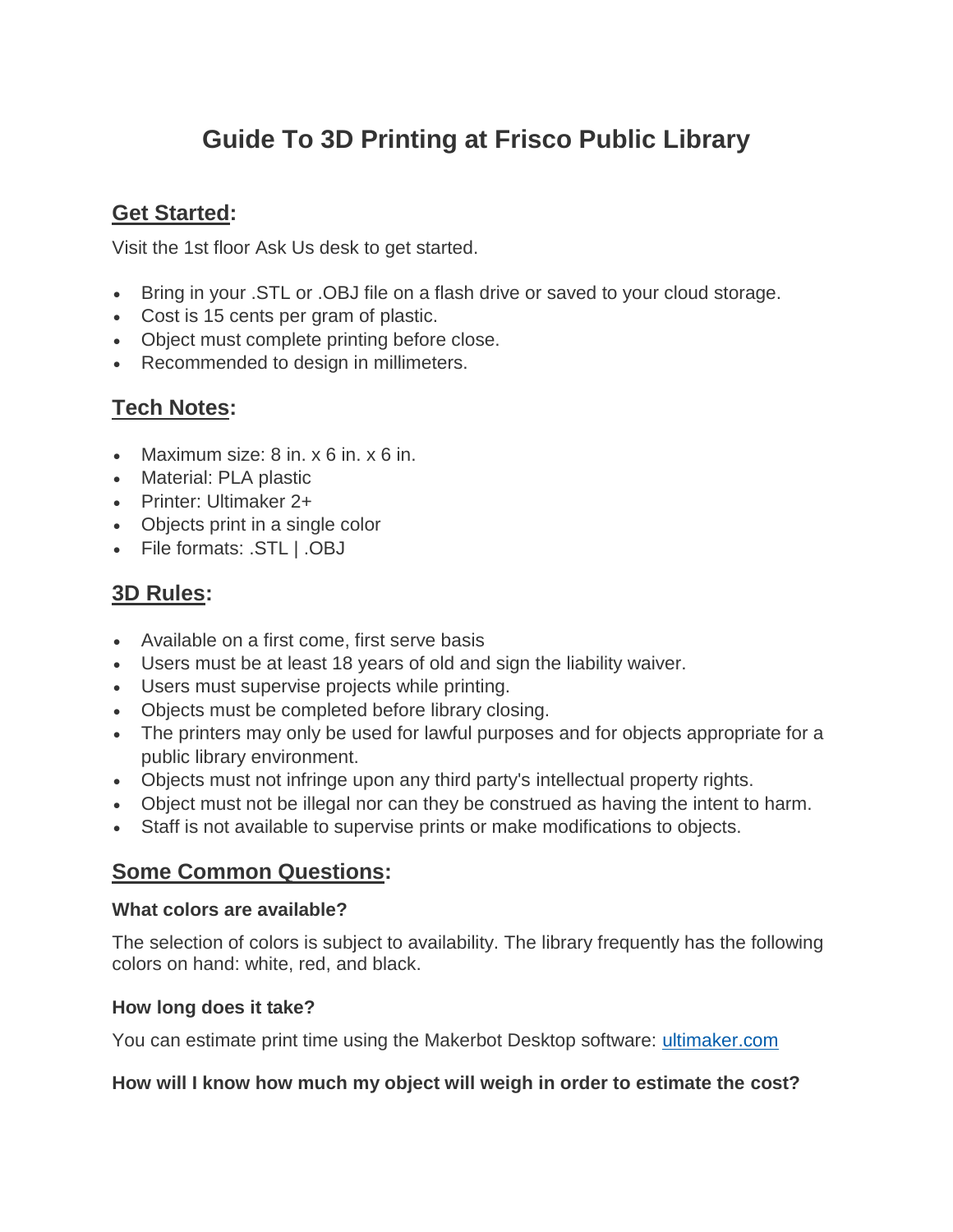# Guide To 3D Printing at Frisco Public Library

## Get Started:

Visit the 1st floor Ask Us desk to get started.

- Bring in your .STL or .OBJ file on a flash drive or saved to your cloud storage.
- Cost is 15 cents per gram of plastic.
- Object must complete printing before close.
- Recommended to design in millimeters.

## Tech Notes:

- Maximum size: 8 in. x 6 in. x 6 in.
- Material: PLA plastic
- Printer: Ultimaker 2+
- Objects print in a single color
- File formats: .STL | .OBJ

## 3D Rules:

- Available on a first come, first serve basis
- Users must be at least 18 years of old and sign the liability waiver.
- Users must supervise projects while printing.
- Objects must be completed before library closing.
- The printers may only be used for lawful purposes and for objects appropriate for a public library environment.
- Objects must not infringe upon any third party's intellectual property rights.
- Object must not be illegal nor can they be construed as having the intent to harm.
- Staff is not available to supervise prints or make modifications to objects.

## Some Common Questions:

### What colors are available?

The selection of colors is subject to availability. The library frequently has the following colors on hand: white, red, and black.

### How long does it take?

You can estimate print time using the Makerbot Desktop software: [ultimaker.com](ultimaker.com)

### How will I know how much my object will weigh in order to estimate the cost?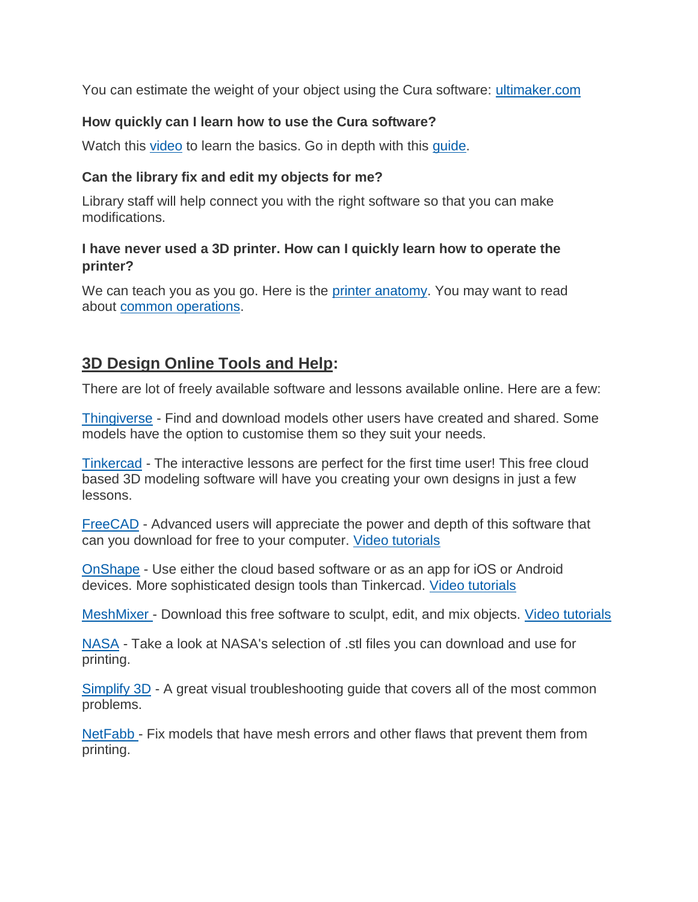You can estimate the weight of your object using the Cura software: [ultimaker.com]()

**How quickly can I learn how to use the Cura software?**

Watch this [video]() to learn the basics. Go in depth with this [guide]().

**Can the library fix and edit my objects for me?**

Library staff will help connect you with the right software so that you can make modifications.

**I have never used a 3D printer. How can I quickly learn how to operate the printer?**

We can teach you as you go. Here is the [printer anatomy](). You may want to read about [common operations]().

## 3D Design Online Tools and Help:

There are lot of freely available software and lessons available online. Here are a few:

[Thingiverse]() - Find and download models other users have created and shared. Some models have the option to customise them so they suit your needs.

[Tinkercad]() - The interactive lessons are perfect for the first time user! This free cloud based 3D modeling software will have you creating your own designs in just a few lessons.

[FreeCAD]() - Advanced users will appreciate the power and depth of this software that can you download for free to your computer. [Video tutorials]()

[OnShape]() - Use either the cloud based software or as an app for iOS or Android devices. More sophisticated design tools than Tinkercad. [Video tutorials]()

[MeshMixer]() - Download this free software to sculpt, edit, and mix objects. [Video tutorials]()

[NASA]() - Take a look at NASA's selection of .stl files you can download and use for printing.

[Simplify 3D]() - A great visual troubleshooting guide that covers all of the most common problems.

[NetFabb]() - Fix models that have mesh errors and other flaws that prevent them from printing.